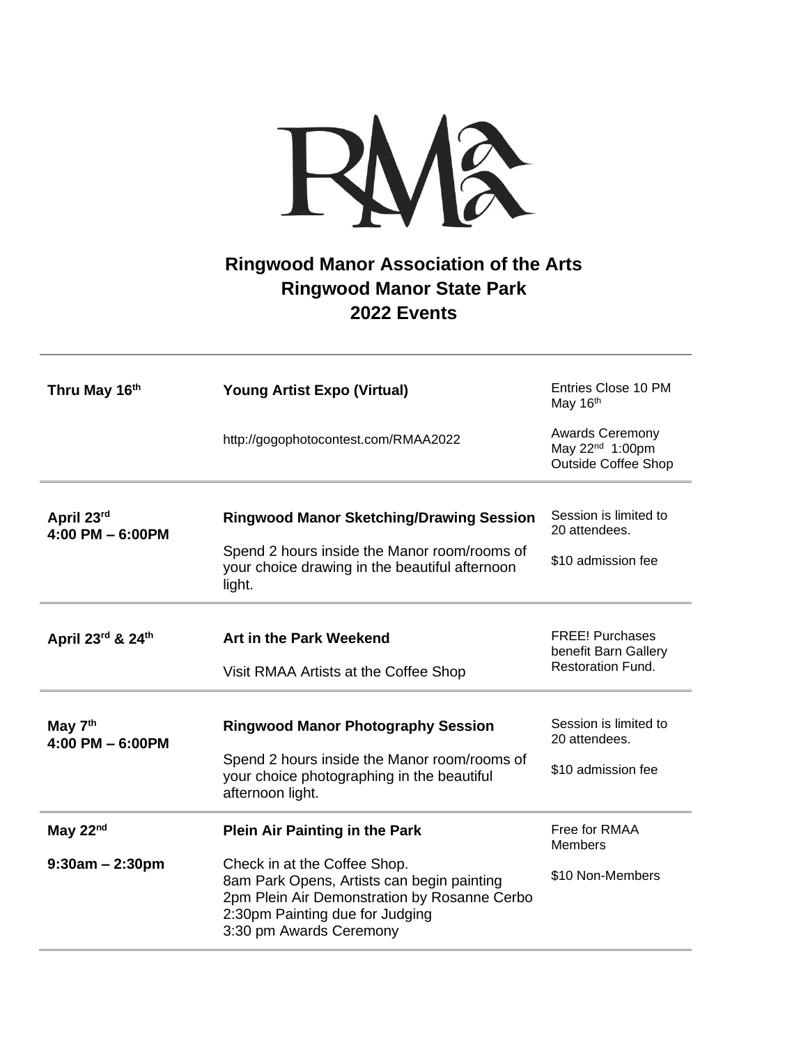# Ringwood Manor Association of the Arts
## Ringwood Manor State Park
## 2022 Events

| | | |
|---|---|---|
| **Thru May 16th** | **Young Artist Expo (Virtual)**<br><br>http://gogophotocontest.com/RMAA2022 | Entries Close 10 PM May 16th<br><br>Awards Ceremony May 22nd 1:00pm Outside Coffee Shop |
| **April 23rd**<br>**4:00 PM – 6:00PM** | **Ringwood Manor Sketching/Drawing Session**<br><br>Spend 2 hours inside the Manor room/rooms of your choice drawing in the beautiful afternoon light. | Session is limited to 20 attendees.<br><br>$10 admission fee |
| **April 23rd & 24th** | **Art in the Park Weekend**<br><br>Visit RMAA Artists at the Coffee Shop | FREE! Purchases benefit Barn Gallery Restoration Fund. |
| **May 7th**<br>**4:00 PM – 6:00PM** | **Ringwood Manor Photography Session**<br><br>Spend 2 hours inside the Manor room/rooms of your choice photographing in the beautiful afternoon light. | Session is limited to 20 attendees.<br><br>$10 admission fee |
| **May 22nd**<br><br>**9:30am – 2:30pm** | **Plein Air Painting in the Park**<br><br>Check in at the Coffee Shop.<br>8am Park Opens, Artists can begin painting<br>2pm Plein Air Demonstration by Rosanne Cerbo<br>2:30pm Painting due for Judging<br>3:30 pm Awards Ceremony | Free for RMAA Members<br><br>$10 Non-Members |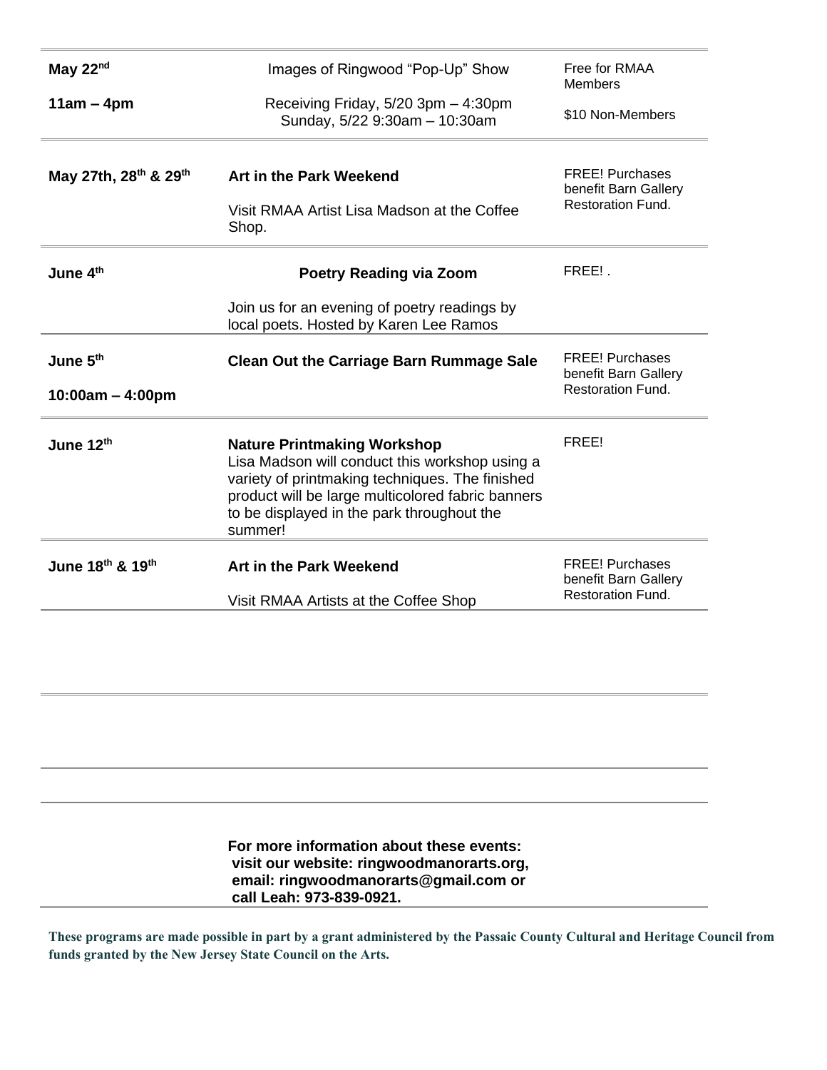| | | |
|---|---|---|
| **May 22nd**<br><br>**11am – 4pm** | Images of Ringwood "Pop-Up" Show<br><br>Receiving Friday, 5/20 3pm – 4:30pm<br>Sunday, 5/22 9:30am – 10:30am | Free for RMAA Members<br><br>$10 Non-Members |
| **May 27th, 28th & 29th** | **Art in the Park Weekend**<br><br>Visit RMAA Artist Lisa Madson at the Coffee Shop. | FREE! Purchases benefit Barn Gallery Restoration Fund. |
| **June 4th** | **Poetry Reading via Zoom**<br><br>Join us for an evening of poetry readings by local poets. Hosted by Karen Lee Ramos | FREE! . |
| **June 5th**<br><br>**10:00am – 4:00pm** | **Clean Out the Carriage Barn Rummage Sale** | FREE! Purchases benefit Barn Gallery Restoration Fund. |
| **June 12th** | **Nature Printmaking Workshop**<br>Lisa Madson will conduct this workshop using a variety of printmaking techniques. The finished product will be large multicolored fabric banners to be displayed in the park throughout the summer! | FREE! |
| **June 18th & 19th** | **Art in the Park Weekend**<br><br>Visit RMAA Artists at the Coffee Shop | FREE! Purchases benefit Barn Gallery Restoration Fund. |

**For more information about these events:**
**visit our website: ringwoodmanorarts.org,**
**email: ringwoodmanorarts@gmail.com or**
**call Leah: 973-839-0921.**

**These programs are made possible in part by a grant administered by the Passaic County Cultural and Heritage Council from funds granted by the New Jersey State Council on the Arts.**